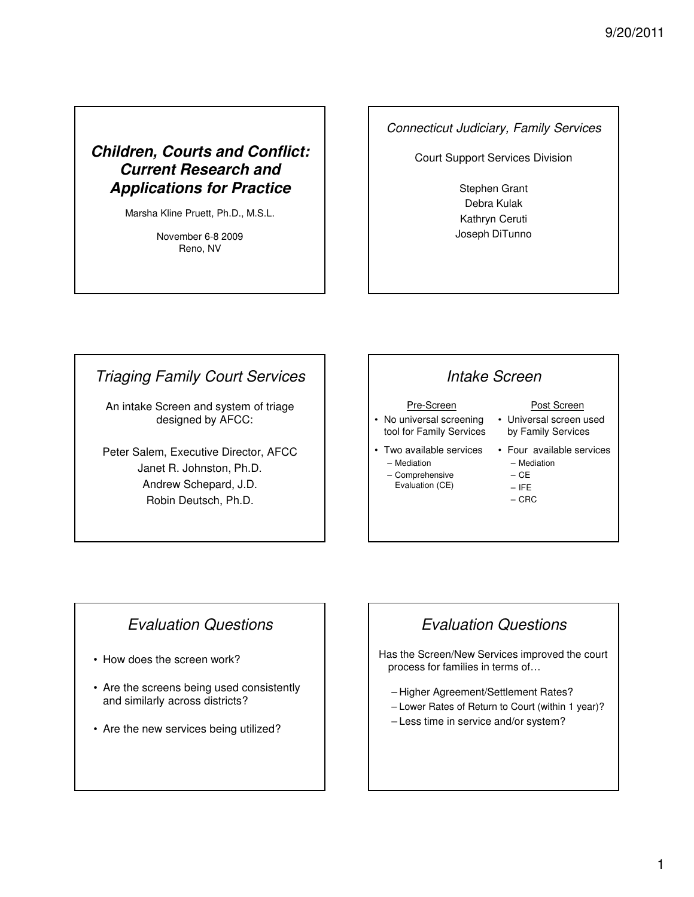# *Children, Courts and Conflict: Current Research and Applications for Practice*

Marsha Kline Pruett, Ph.D., M.S.L.

November 6-8 2009
Reno, NV

---

*Connecticut Judiciary, Family Services*

Court Support Services Division

Stephen Grant
Debra Kulak
Kathryn Ceruti
Joseph DiTunno

---

## *Triaging Family Court Services*

An intake Screen and system of triage designed by AFCC:

Peter Salem, Executive Director, AFCC
Janet R. Johnston, Ph.D.
Andrew Schepard, J.D.
Robin Deutsch, Ph.D.

---

## *Intake Screen*

Pre-Screen

- No universal screening tool for Family Services
- Two available services
  - Mediation
  - Comprehensive Evaluation (CE)

Post Screen

- Universal screen used by Family Services
- Four available services
  - Mediation
  - CE
  - IFE
  - CRC

---

## *Evaluation Questions*

- How does the screen work?
- Are the screens being used consistently and similarly across districts?
- Are the new services being utilized?

---

## *Evaluation Questions*

Has the Screen/New Services improved the court process for families in terms of…

- Higher Agreement/Settlement Rates?
- Lower Rates of Return to Court (within 1 year)?
- Less time in service and/or system?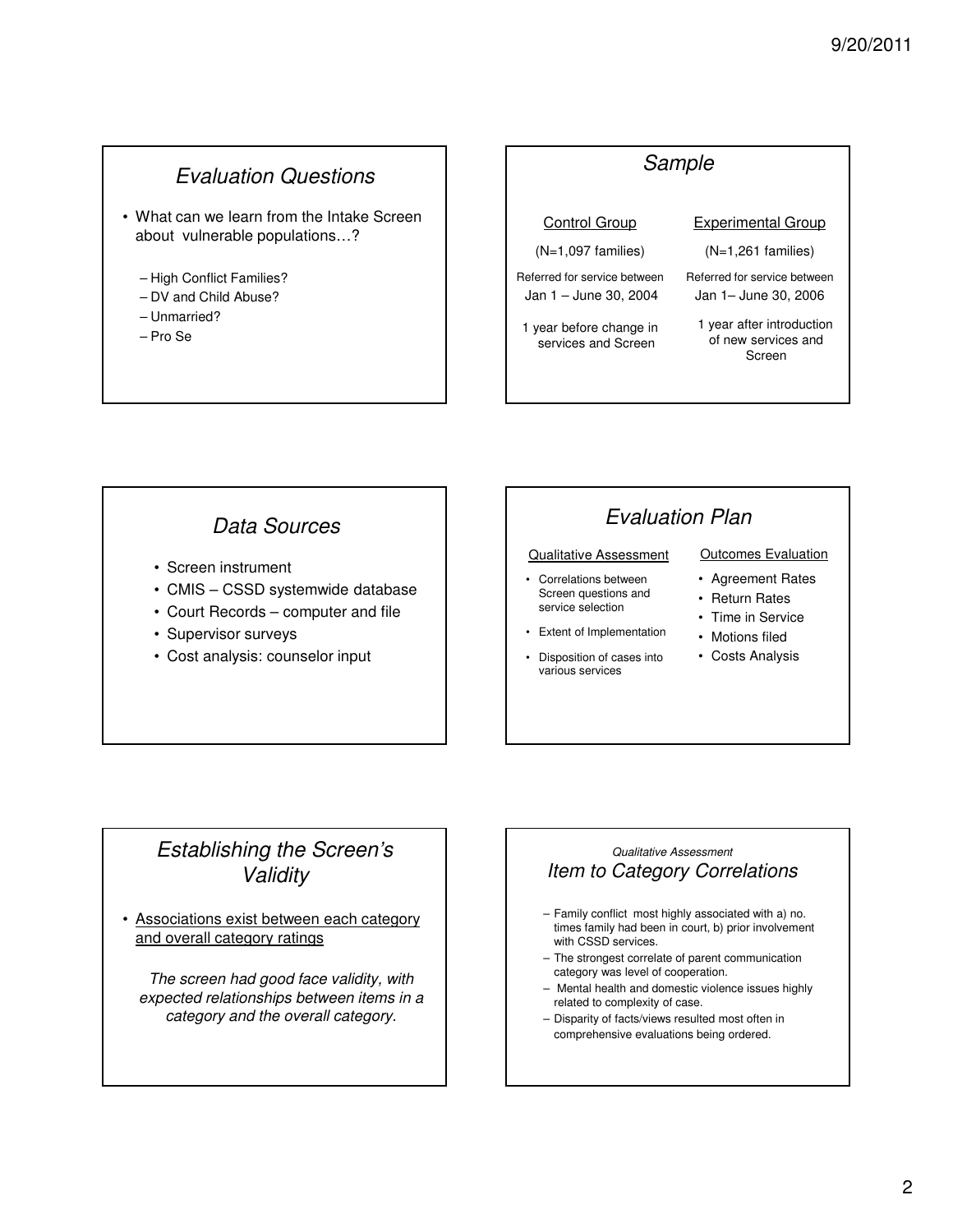## Evaluation Questions

- What can we learn from the Intake Screen about vulnerable populations…?
  - High Conflict Families?
  - DV and Child Abuse?
  - Unmarried?
  - Pro Se

## Sample

| Control Group | Experimental Group |
|---|---|
| (N=1,097 families) | (N=1,261 families) |
| Referred for service between Jan 1 – June 30, 2004 | Referred for service between Jan 1– June 30, 2006 |
| 1 year before change in services and Screen | 1 year after introduction of new services and Screen |

## Data Sources

- Screen instrument
- CMIS – CSSD systemwide database
- Court Records – computer and file
- Supervisor surveys
- Cost analysis: counselor input

## Evaluation Plan

Qualitative Assessment

- Correlations between Screen questions and service selection
- Extent of Implementation
- Disposition of cases into various services

Outcomes Evaluation

- Agreement Rates
- Return Rates
- Time in Service
- Motions filed
- Costs Analysis

## Establishing the Screen's Validity

- Associations exist between each category and overall category ratings

*The screen had good face validity, with expected relationships between items in a category and the overall category.*

*Qualitative Assessment*

## Item to Category Correlations

- Family conflict most highly associated with a) no. times family had been in court, b) prior involvement with CSSD services.
- The strongest correlate of parent communication category was level of cooperation.
- Mental health and domestic violence issues highly related to complexity of case.
- Disparity of facts/views resulted most often in comprehensive evaluations being ordered.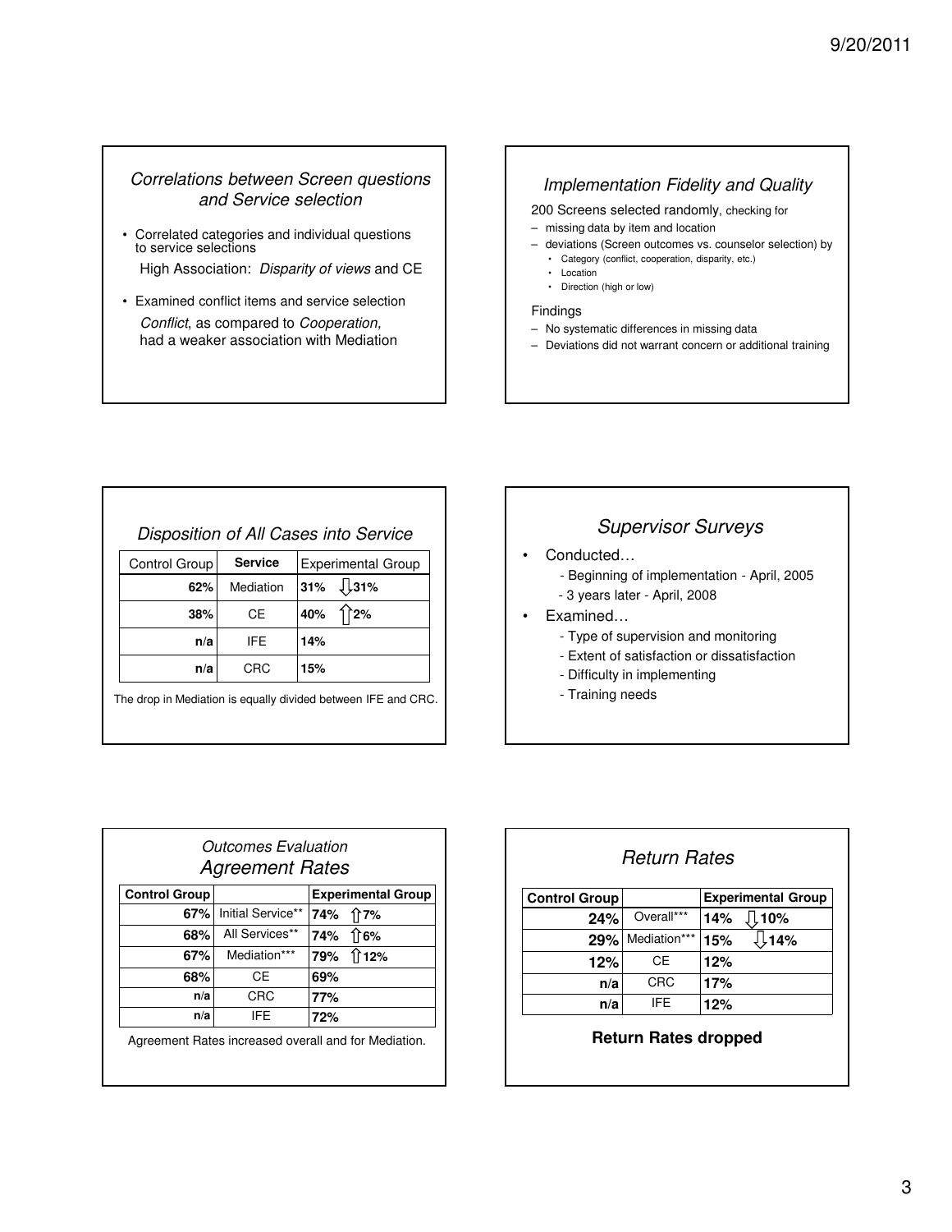## *Correlations between Screen questions and Service selection*

- Correlated categories and individual questions to service selections
  - High Association: *Disparity of views* and CE
- Examined conflict items and service selection
  - *Conflict*, as compared to *Cooperation,* had a weaker association with Mediation

## *Implementation Fidelity and Quality*

200 Screens selected randomly, checking for

- missing data by item and location
- deviations (Screen outcomes vs. counselor selection) by
  - Category (conflict, cooperation, disparity, etc.)
  - Location
  - Direction (high or low)

Findings

- No systematic differences in missing data
- Deviations did not warrant concern or additional training

## *Disposition of All Cases into Service*

| Control Group | **Service** | Experimental Group |
|---|---|---|
| **62%** | Mediation | **31% ⇩31%** |
| **38%** | CE | **40% ⇧2%** |
| **n/a** | IFE | **14%** |
| **n/a** | CRC | **15%** |

The drop in Mediation is equally divided between IFE and CRC.

## *Supervisor Surveys*

- Conducted…
  - Beginning of implementation - April, 2005
  - 3 years later - April, 2008
- Examined…
  - Type of supervision and monitoring
  - Extent of satisfaction or dissatisfaction
  - Difficulty in implementing
  - Training needs

## *Outcomes Evaluation Agreement Rates*

| **Control Group** | | **Experimental Group** |
|---|---|---|
| **67%** | Initial Service** | **74% ⇧7%** |
| **68%** | All Services** | **74% ⇧6%** |
| **67%** | Mediation*** | **79% ⇧12%** |
| **68%** | CE | **69%** |
| **n/a** | CRC | **77%** |
| **n/a** | IFE | **72%** |

Agreement Rates increased overall and for Mediation.

## *Return Rates*

| **Control Group** | | **Experimental Group** |
|---|---|---|
| **24%** | Overall*** | **14% ⇩10%** |
| **29%** | Mediation*** | **15% ⇩14%** |
| **12%** | CE | **12%** |
| **n/a** | CRC | **17%** |
| **n/a** | IFE | **12%** |

**Return Rates dropped**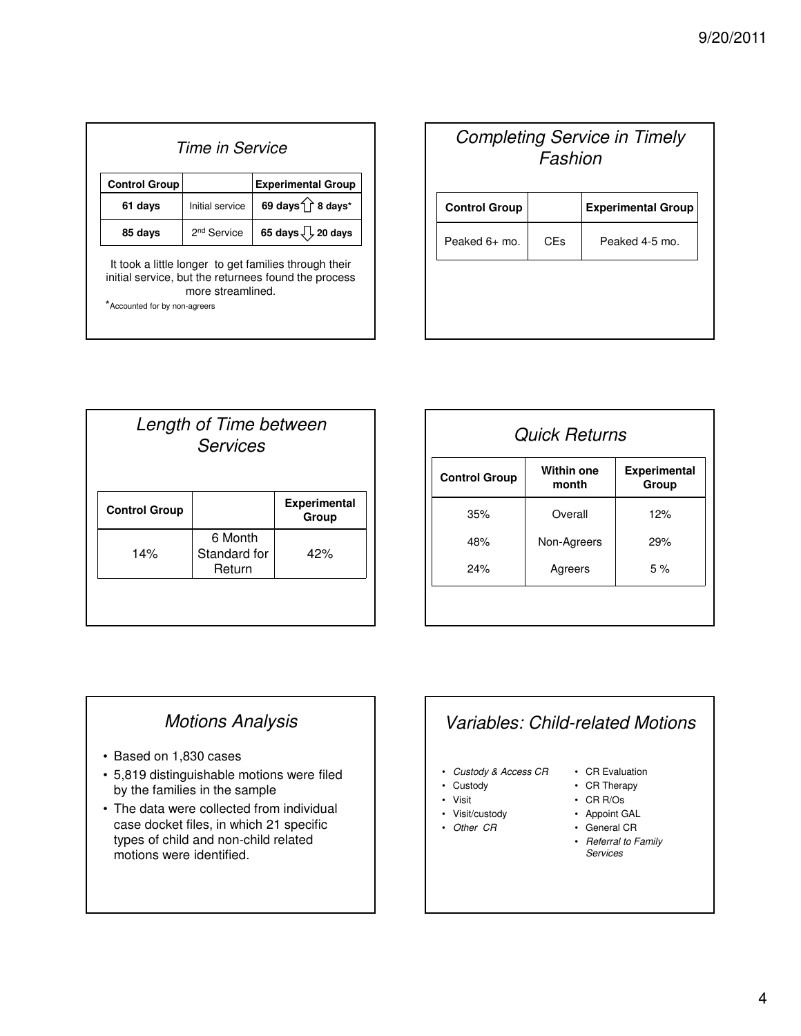## Time in Service

| Control Group | | Experimental Group |
|---|---|---|
| **61 days** | Initial service | **69 days** ⇧ **8 days*** |
| **85 days** | 2nd Service | **65 days** ⇩ **20 days** |

It took a little longer to get families through their initial service, but the returnees found the process more streamlined.

*Accounted for by non-agreers

## Completing Service in Timely Fashion

| Control Group | | Experimental Group |
|---|---|---|
| Peaked 6+ mo. | CEs | Peaked 4-5 mo. |

## Length of Time between Services

| Control Group | | Experimental Group |
|---|---|---|
| 14% | 6 Month Standard for Return | 42% |

## Quick Returns

| Control Group | Within one month | Experimental Group |
|---|---|---|
| 35% | Overall | 12% |
| 48% | Non-Agreers | 29% |
| 24% | Agreers | 5 % |

## Motions Analysis

- Based on 1,830 cases
- 5,819 distinguishable motions were filed by the families in the sample
- The data were collected from individual case docket files, in which 21 specific types of child and non-child related motions were identified.

## Variables: Child-related Motions

- *Custody & Access CR*
- Custody
- Visit
- Visit/custody
- *Other CR*
- CR Evaluation
- CR Therapy
- CR R/Os
- Appoint GAL
- General CR
- *Referral to Family Services*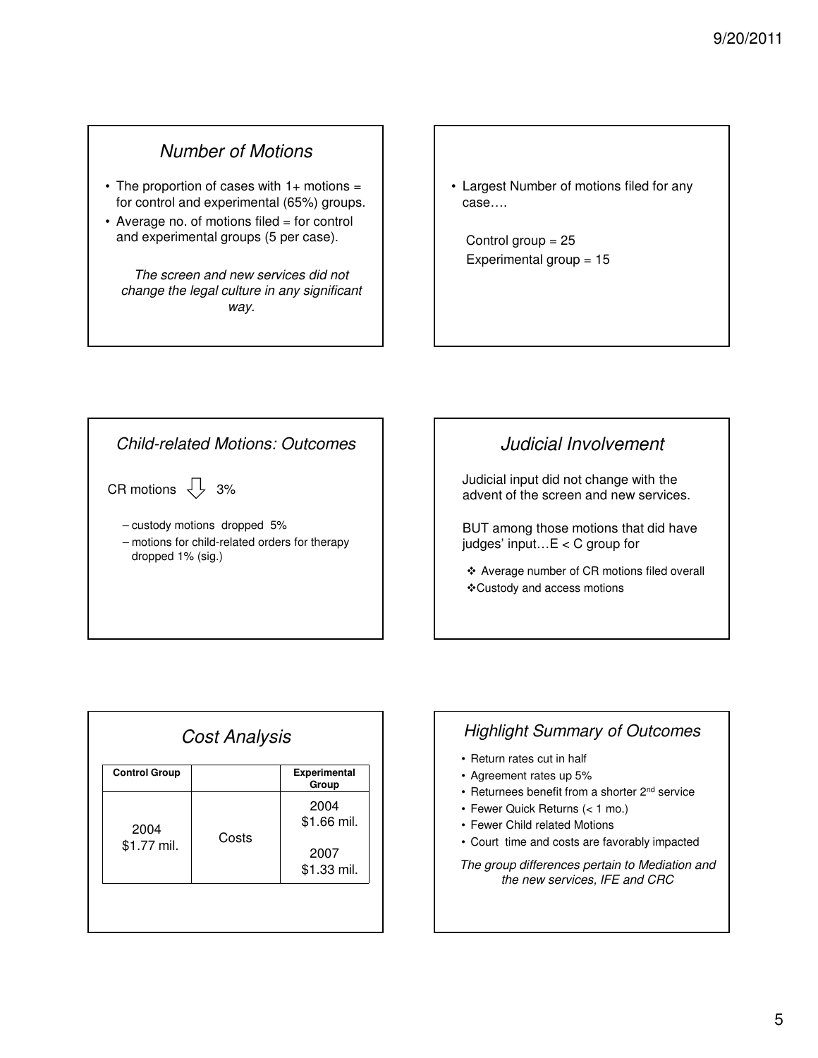## Number of Motions

- The proportion of cases with 1+ motions = for control and experimental (65%) groups.
- Average no. of motions filed = for control and experimental groups (5 per case).

*The screen and new services did not change the legal culture in any significant way.*

- Largest Number of motions filed for any case….

Control group = 25

Experimental group = 15

## Child-related Motions: Outcomes

CR motions ⇩ 3%

- custody motions dropped 5%
- motions for child-related orders for therapy dropped 1% (sig.)

## Judicial Involvement

Judicial input did not change with the advent of the screen and new services.

BUT among those motions that did have judges' input…E < C group for

- Average number of CR motions filed overall
- Custody and access motions

## Cost Analysis

| Control Group | | Experimental Group |
|---|---|---|
| 2004 $1.77 mil. | Costs | 2004 $1.66 mil.<br>2007 $1.33 mil. |

## Highlight Summary of Outcomes

- Return rates cut in half
- Agreement rates up 5%
- Returnees benefit from a shorter 2nd service
- Fewer Quick Returns (< 1 mo.)
- Fewer Child related Motions
- Court time and costs are favorably impacted

*The group differences pertain to Mediation and the new services, IFE and CRC*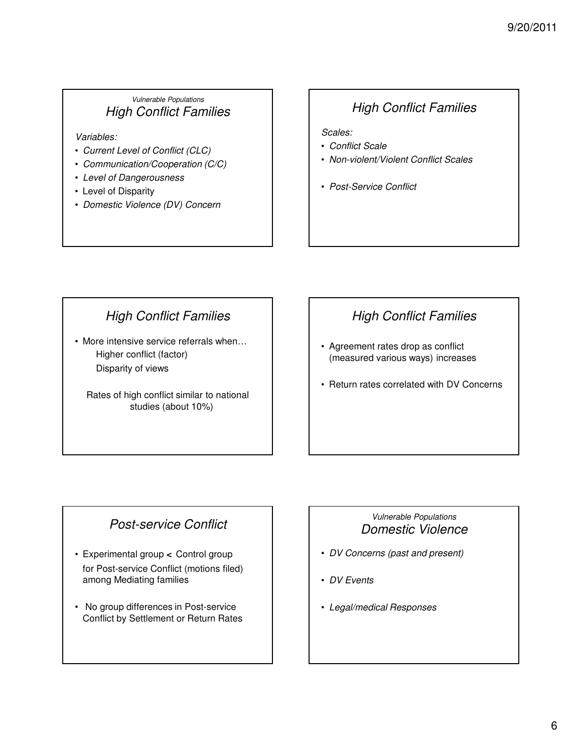*Vulnerable Populations*

## *High Conflict Families*

*Variables:*

- *Current Level of Conflict (CLC)*
- *Communication/Cooperation (C/C)*
- *Level of Dangerousness*
- Level of Disparity
- *Domestic Violence (DV) Concern*

## *High Conflict Families*

*Scales:*

- *Conflict Scale*
- *Non-violent/Violent Conflict Scales*
- *Post-Service Conflict*

## *High Conflict Families*

- More intensive service referrals when…
  - Higher conflict (factor)
  - Disparity of views

Rates of high conflict similar to national studies (about 10%)

## *High Conflict Families*

- Agreement rates drop as conflict (measured various ways) increases
- Return rates correlated with DV Concerns

## *Post-service Conflict*

- Experimental group < Control group for Post-service Conflict (motions filed) among Mediating families
- No group differences in Post-service Conflict by Settlement or Return Rates

*Vulnerable Populations*

## *Domestic Violence*

- *DV Concerns (past and present)*
- *DV Events*
- *Legal/medical Responses*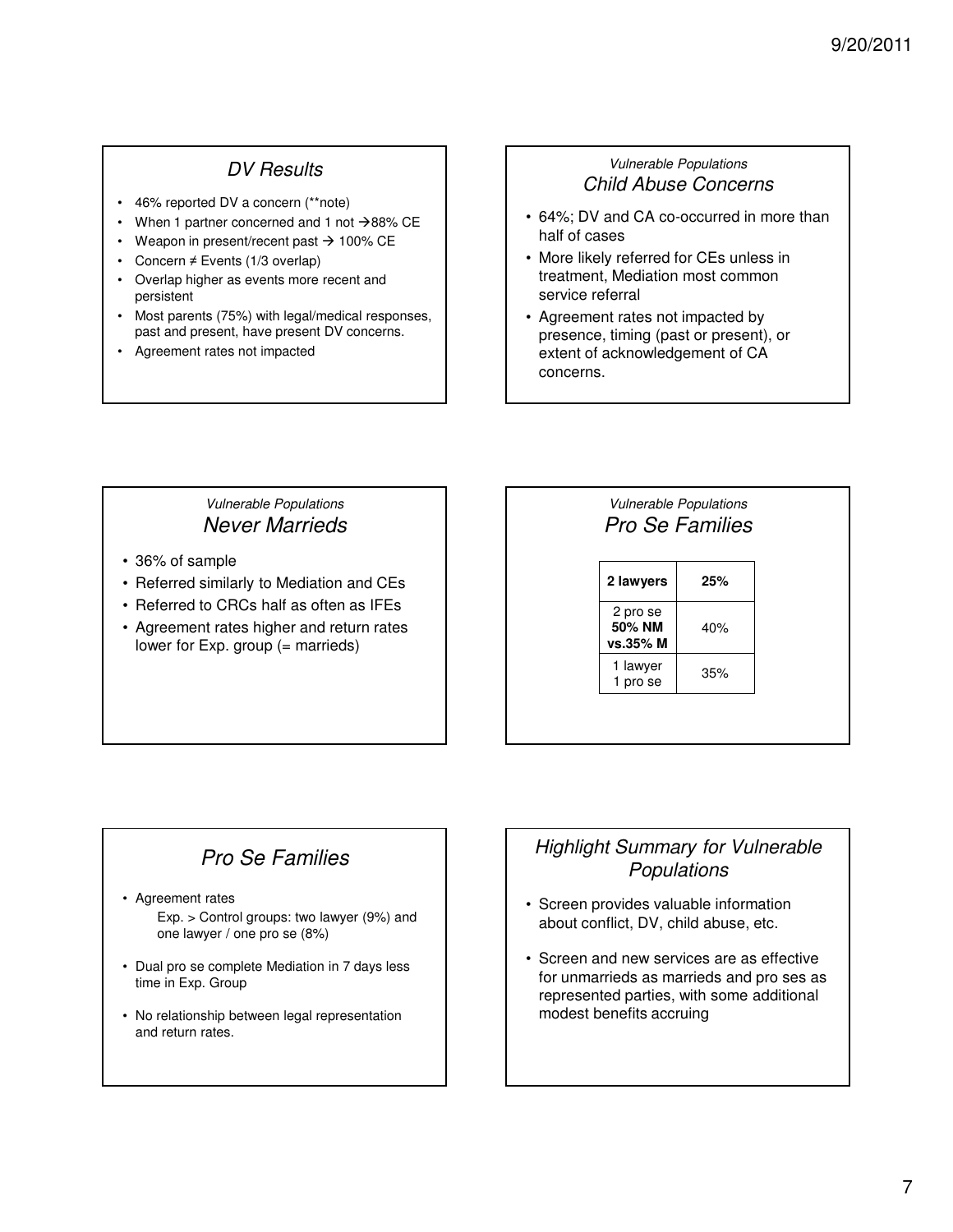## DV Results

- 46% reported DV a concern (**note)
- When 1 partner concerned and 1 not → 88% CE
- Weapon in present/recent past → 100% CE
- Concern ≠ Events (1/3 overlap)
- Overlap higher as events more recent and persistent
- Most parents (75%) with legal/medical responses, past and present, have present DV concerns.
- Agreement rates not impacted

*Vulnerable Populations*

## Child Abuse Concerns

- 64%; DV and CA co-occurred in more than half of cases
- More likely referred for CEs unless in treatment, Mediation most common service referral
- Agreement rates not impacted by presence, timing (past or present), or extent of acknowledgement of CA concerns.

*Vulnerable Populations*

## Never Marrieds

- 36% of sample
- Referred similarly to Mediation and CEs
- Referred to CRCs half as often as IFEs
- Agreement rates higher and return rates lower for Exp. group (= marrieds)

*Vulnerable Populations*

## Pro Se Families

| **2 lawyers** | **25%** |
|---|---|
| 2 pro se **50% NM vs.35% M** | 40% |
| 1 lawyer 1 pro se | 35% |

## Pro Se Families

- Agreement rates
  - Exp. > Control groups: two lawyer (9%) and one lawyer / one pro se (8%)
- Dual pro se complete Mediation in 7 days less time in Exp. Group
- No relationship between legal representation and return rates.

## Highlight Summary for Vulnerable Populations

- Screen provides valuable information about conflict, DV, child abuse, etc.
- Screen and new services are as effective for unmarrieds as marrieds and pro ses as represented parties, with some additional modest benefits accruing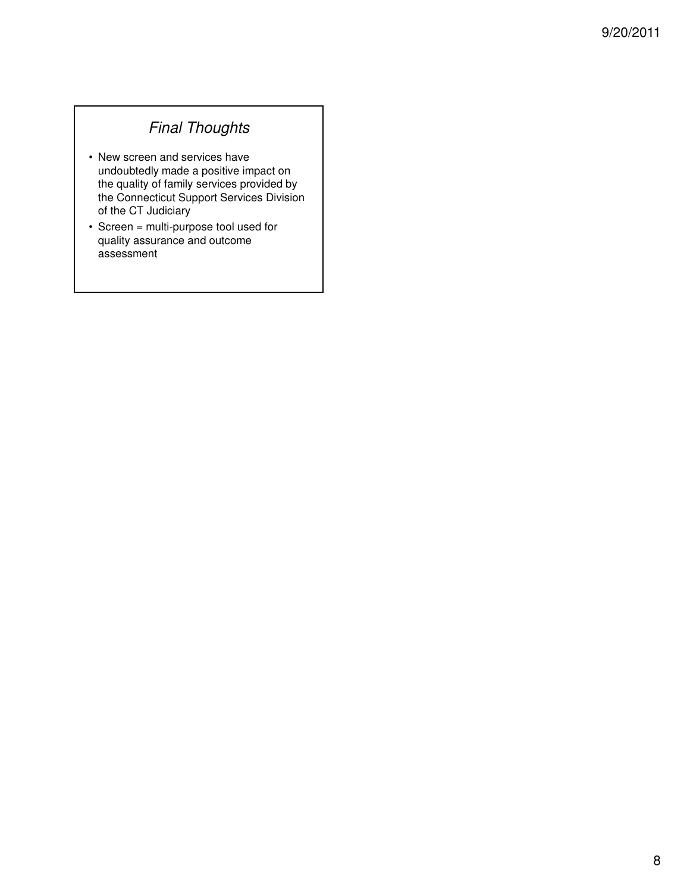## *Final Thoughts*

- New screen and services have undoubtedly made a positive impact on the quality of family services provided by the Connecticut Support Services Division of the CT Judiciary
- Screen = multi-purpose tool used for quality assurance and outcome assessment